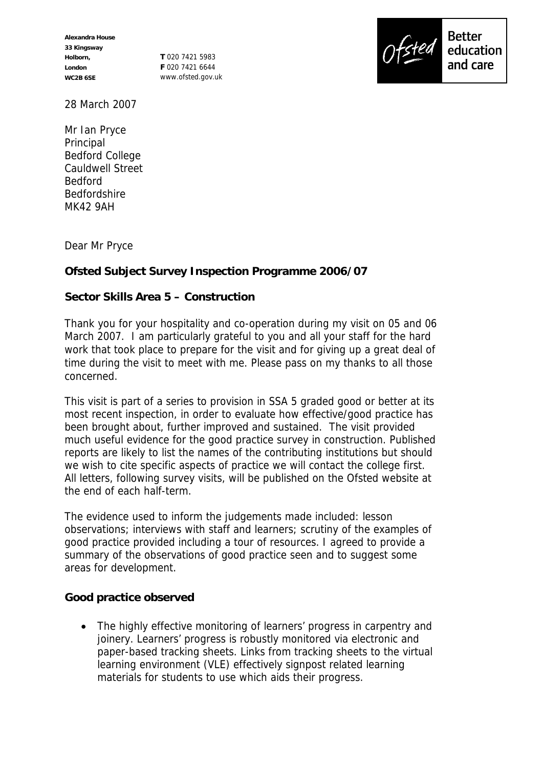Alexandra House
33 Kingsway
Holborn,
London
WC2B 6SE

**T** 020 7421 5983
**F** 020 7421 6644
www.ofsted.gov.uk

Ofsted — Better education and care

28 March 2007

Mr Ian Pryce
Principal
Bedford College
Cauldwell Street
Bedford
Bedfordshire
MK42 9AH

Dear Mr Pryce

**Ofsted Subject Survey Inspection Programme 2006/07**

**Sector Skills Area 5 – Construction**

Thank you for your hospitality and co-operation during my visit on 05 and 06 March 2007. I am particularly grateful to you and all your staff for the hard work that took place to prepare for the visit and for giving up a great deal of time during the visit to meet with me. Please pass on my thanks to all those concerned.

This visit is part of a series to provision in SSA 5 graded good or better at its most recent inspection, in order to evaluate how effective/good practice has been brought about, further improved and sustained. The visit provided much useful evidence for the good practice survey in construction. Published reports are likely to list the names of the contributing institutions but should we wish to cite specific aspects of practice we will contact the college first. All letters, following survey visits, will be published on the Ofsted website at the end of each half-term.

The evidence used to inform the judgements made included: lesson observations; interviews with staff and learners; scrutiny of the examples of good practice provided including a tour of resources. I agreed to provide a summary of the observations of good practice seen and to suggest some areas for development.

**Good practice observed**

- The highly effective monitoring of learners' progress in carpentry and joinery. Learners' progress is robustly monitored via electronic and paper-based tracking sheets. Links from tracking sheets to the virtual learning environment (VLE) effectively signpost related learning materials for students to use which aids their progress.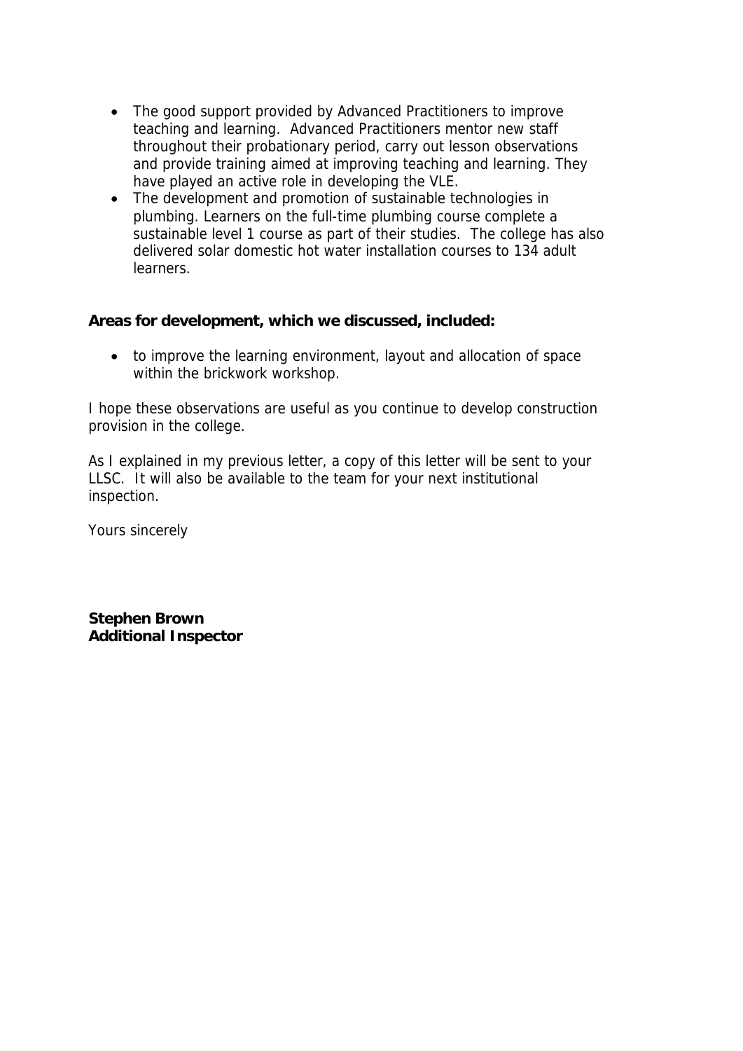- The good support provided by Advanced Practitioners to improve teaching and learning. Advanced Practitioners mentor new staff throughout their probationary period, carry out lesson observations and provide training aimed at improving teaching and learning. They have played an active role in developing the VLE.
- The development and promotion of sustainable technologies in plumbing. Learners on the full-time plumbing course complete a sustainable level 1 course as part of their studies. The college has also delivered solar domestic hot water installation courses to 134 adult learners.

**Areas for development, which we discussed, included:**

- to improve the learning environment, layout and allocation of space within the brickwork workshop.

I hope these observations are useful as you continue to develop construction provision in the college.

As I explained in my previous letter, a copy of this letter will be sent to your LLSC. It will also be available to the team for your next institutional inspection.

Yours sincerely

**Stephen Brown**
**Additional Inspector**